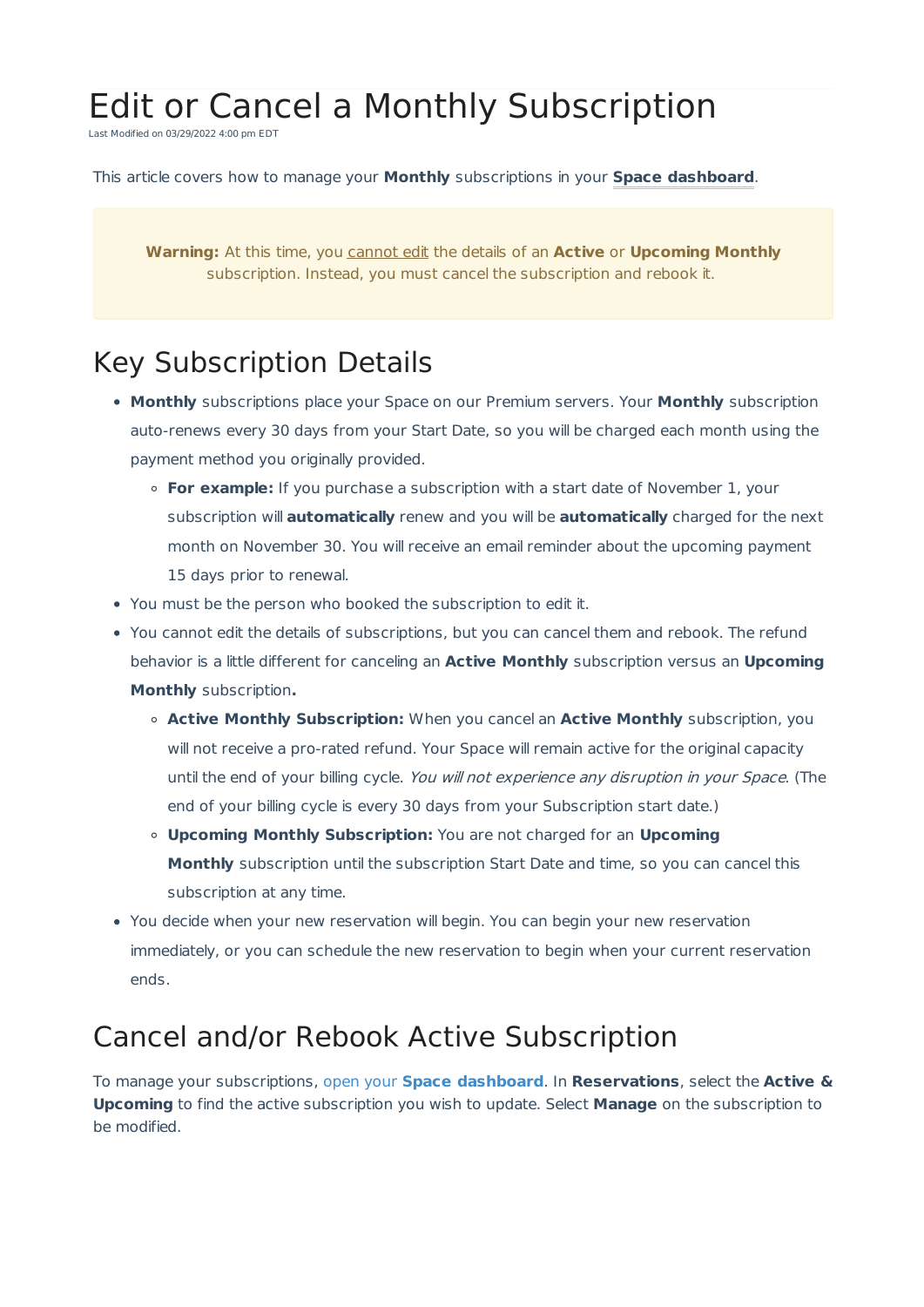# Edit or Cancel a Monthly Subscription

Last Modified on 03/29/2022 4:00 pm EDT

This article covers how to manage your **Monthly** subscriptions in your **Space dashboard**.

> **Warning:** At this time, you cannot edit the details of an **Active** or **Upcoming Monthly** subscription. Instead, you must cancel the subscription and rebook it.

## Key Subscription Details

- **Monthly** subscriptions place your Space on our Premium servers. Your **Monthly** subscription auto-renews every 30 days from your Start Date, so you will be charged each month using the payment method you originally provided.
  - **For example:** If you purchase a subscription with a start date of November 1, your subscription will **automatically** renew and you will be **automatically** charged for the next month on November 30. You will receive an email reminder about the upcoming payment 15 days prior to renewal.
- You must be the person who booked the subscription to edit it.
- You cannot edit the details of subscriptions, but you can cancel them and rebook. The refund behavior is a little different for canceling an **Active Monthly** subscription versus an **Upcoming Monthly** subscription**.**
  - **Active Monthly Subscription:** When you cancel an **Active Monthly** subscription, you will not receive a pro-rated refund. Your Space will remain active for the original capacity until the end of your billing cycle. *You will not experience any disruption in your Space*. (The end of your billing cycle is every 30 days from your Subscription start date.)
  - **Upcoming Monthly Subscription:** You are not charged for an **Upcoming Monthly** subscription until the subscription Start Date and time, so you can cancel this subscription at any time.
- You decide when your new reservation will begin. You can begin your new reservation immediately, or you can schedule the new reservation to begin when your current reservation ends.

## Cancel and/or Rebook Active Subscription

To manage your subscriptions, open your **Space dashboard**. In **Reservations**, select the **Active & Upcoming** to find the active subscription you wish to update. Select **Manage** on the subscription to be modified.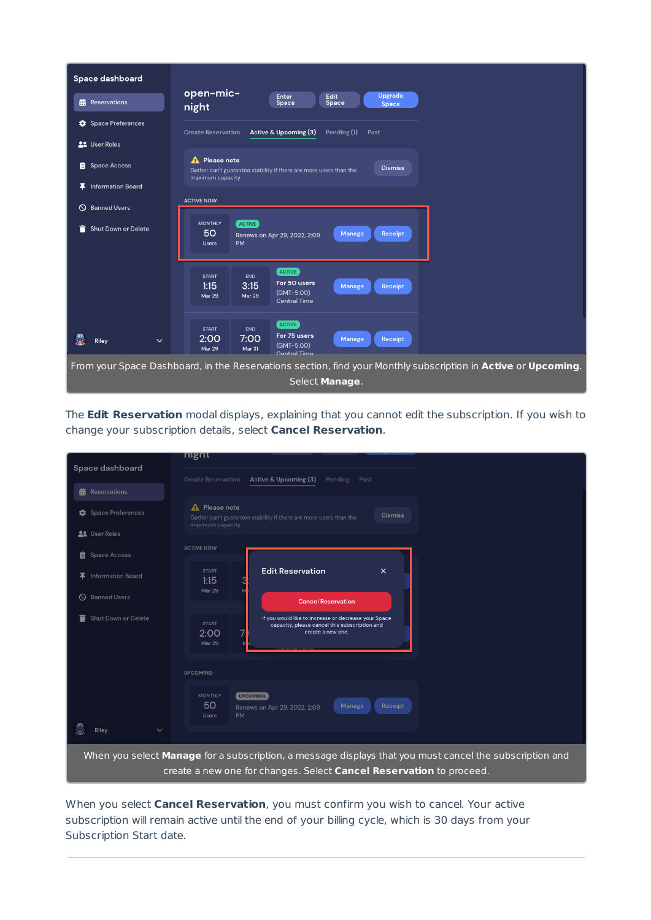From your Space Dashboard, in the Reservations section, find your Monthly subscription in **Active** or **Upcoming**. Select **Manage**.

The **Edit Reservation** modal displays, explaining that you cannot edit the subscription. If you wish to change your subscription details, select **Cancel Reservation**.

When you select **Manage** for a subscription, a message displays that you must cancel the subscription and create a new one for changes. Select **Cancel Reservation** to proceed.

When you select **Cancel Reservation**, you must confirm you wish to cancel. Your active subscription will remain active until the end of your billing cycle, which is 30 days from your Subscription Start date.

---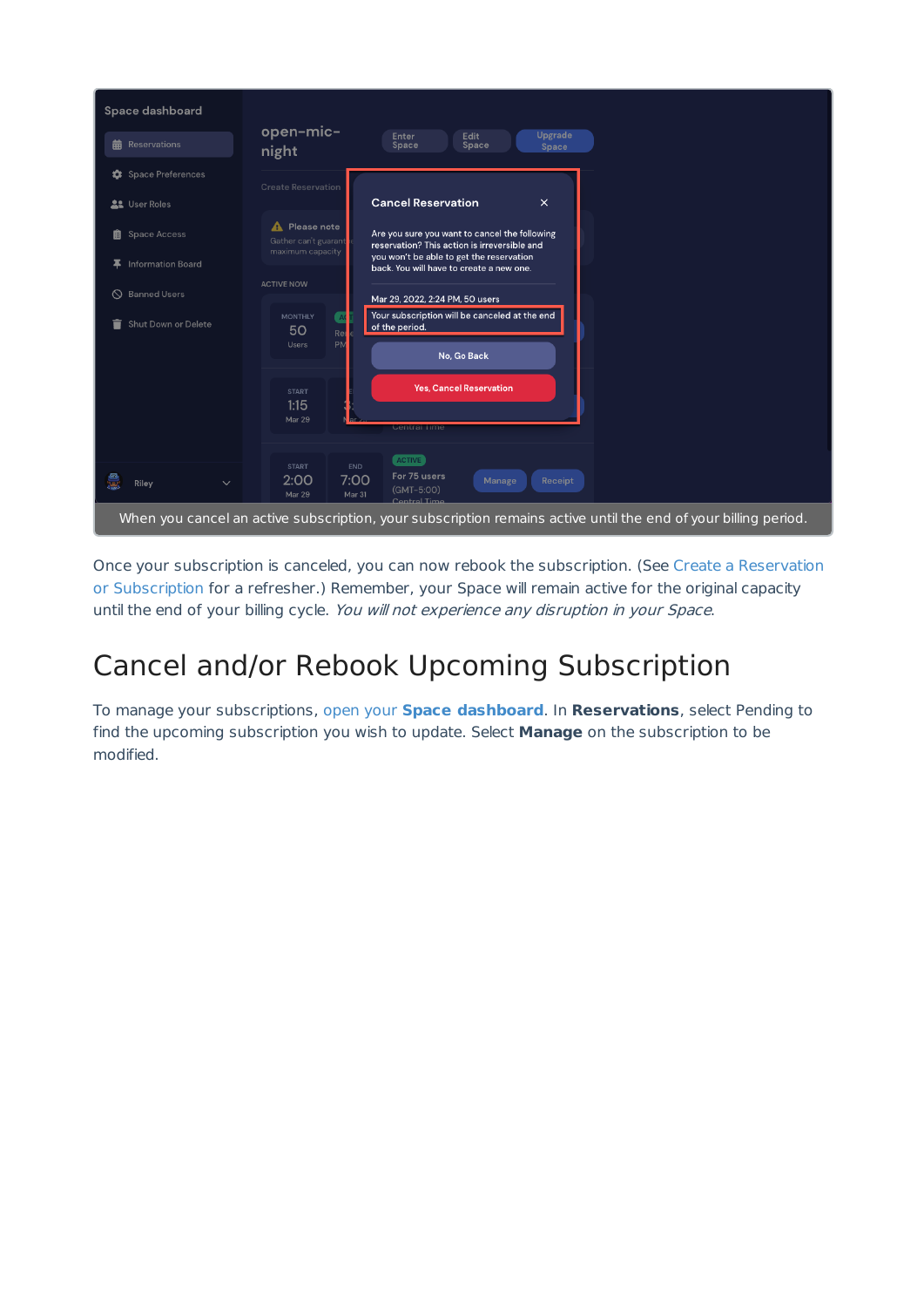When you cancel an active subscription, your subscription remains active until the end of your billing period.

Once your subscription is canceled, you can now rebook the subscription. (See Create a Reservation or Subscription for a refresher.) Remember, your Space will remain active for the original capacity until the end of your billing cycle. *You will not experience any disruption in your Space.*

# Cancel and/or Rebook Upcoming Subscription

To manage your subscriptions, open your **Space dashboard**. In **Reservations**, select Pending to find the upcoming subscription you wish to update. Select **Manage** on the subscription to be modified.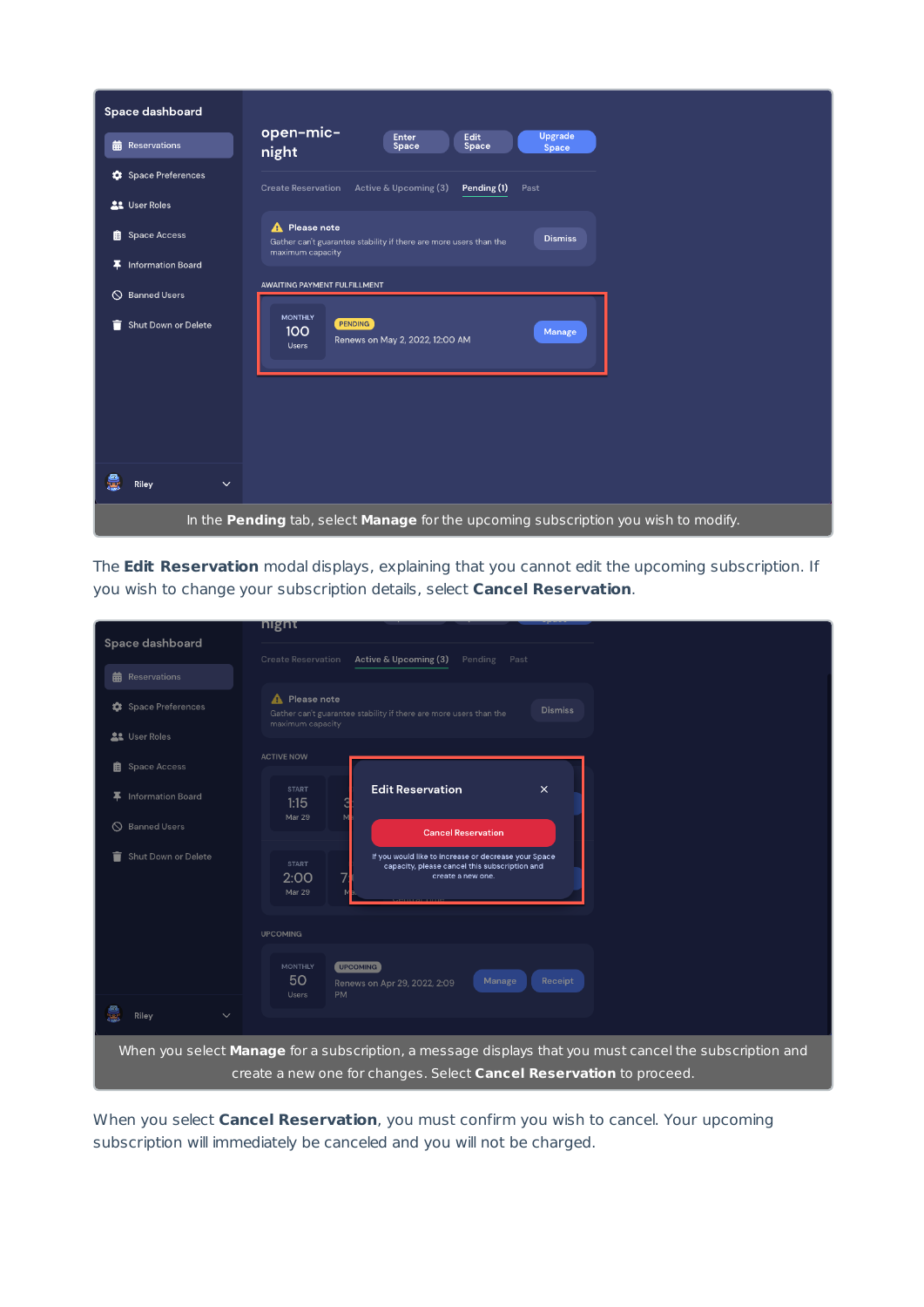In the **Pending** tab, select **Manage** for the upcoming subscription you wish to modify.

The **Edit Reservation** modal displays, explaining that you cannot edit the upcoming subscription. If you wish to change your subscription details, select **Cancel Reservation**.

When you select **Manage** for a subscription, a message displays that you must cancel the subscription and create a new one for changes. Select **Cancel Reservation** to proceed.

When you select **Cancel Reservation**, you must confirm you wish to cancel. Your upcoming subscription will immediately be canceled and you will not be charged.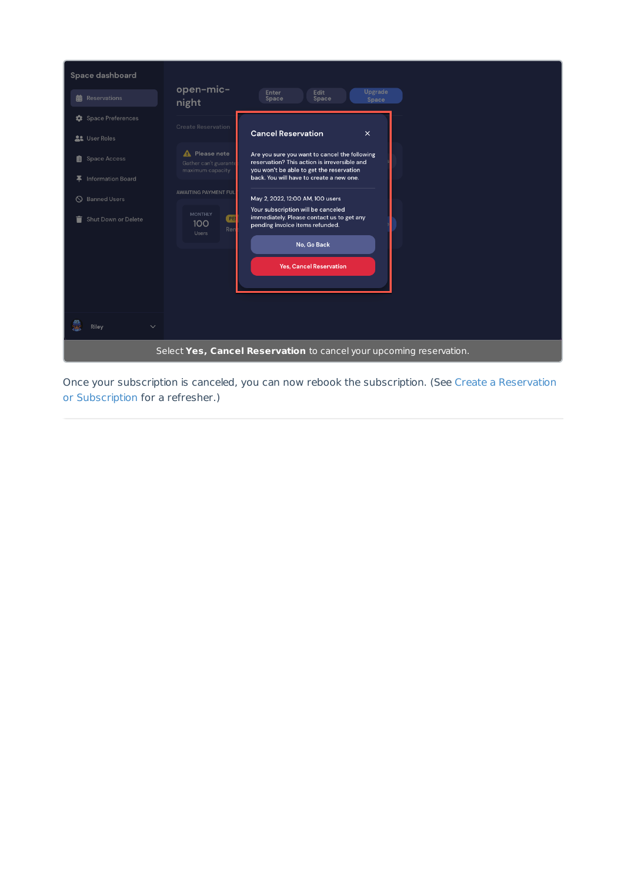Select **Yes, Cancel Reservation** to cancel your upcoming reservation.

Once your subscription is canceled, you can now rebook the subscription. (See Create a Reservation or Subscription for a refresher.)